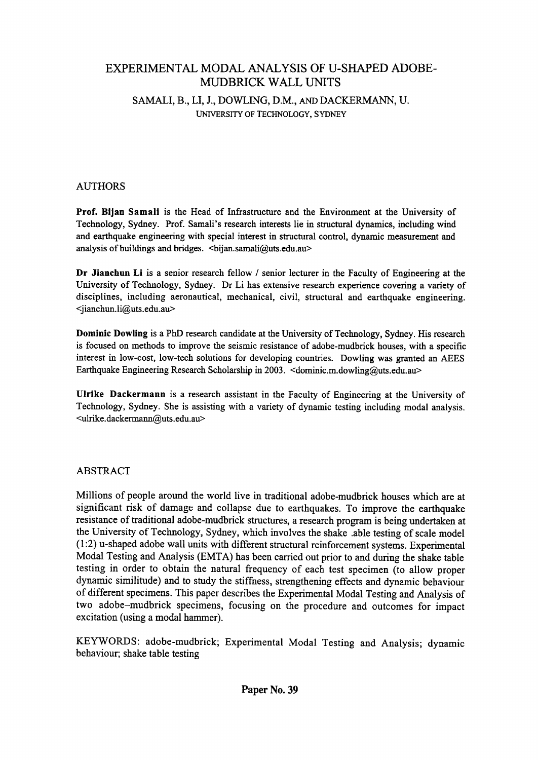# EXPERIMENTAL MODAL ANALYSIS OF U-SHAPED ADOBE-MUDBRICK WALL UNITS

SAMALI, B., LI, J., DOWLING, D.M., AND DACKERMANN, U.

UNIVERSITY OF TECHNOLOGY, SYDNEY

## AUTHORS

**Prof. Bijan Samali** is the Head of Infrastructure and the Environment at the University of Technology, Sydney. Prof. Samali's research interests lie in structural dynamics, including wind and earthquake engineering with special interest in structural control, dynamic measurement and analysis of buildings and bridges. <bijan.samali@uts.edu.au>

**Dr Jianchun Li** is a senior research fellow / senior lecturer in the Faculty of Engineering at the University of Technology, Sydney. Dr Li has extensive research experience covering a variety of disciplines, including aeronautical, mechanical, civil, structural and earthquake engineering. <jianchun.li@uts.edu.au>

**Dominic Dowling** is a PhD research candidate at the University of Technology, Sydney. His research is focused on methods to improve the seismic resistance of adobe-mudbrick houses, with a specific interest in low-cost, low-tech solutions for developing countries. Dowling was granted an AEES Earthquake Engineering Research Scholarship in 2003. <dominic.m.dowling@uts.edu.au>

**Ulrike Dackermann** is a research assistant in the Faculty of Engineering at the University of Technology, Sydney. She is assisting with a variety of dynamic testing including modal analysis. <ulrike.dackermann@uts.edu.au>

## ABSTRACT

Millions of people around the world live in traditional adobe-mudbrick houses which are at significant risk of damage and collapse due to earthquakes. To improve the earthquake resistance of traditional adobe-mudbrick structures, a research program is being undertaken at the University of Technology, Sydney, which involves the shake .able testing of scale model (1:2) u-shaped adobe wall units with different structural reinforcement systems. Experimental Modal Testing and Analysis (EMTA) has been carried out prior to and during the shake table testing in order to obtain the natural frequency of each test specimen (to allow proper dynamic similitude) and to study the stiffness, strengthening effects and dynamic behaviour of different specimens. This paper describes the Experimental Modal Testing and Analysis of two adobe–mudbrick specimens, focusing on the procedure and outcomes for impact excitation (using a modal hammer).

KEYWORDS: adobe-mudbrick; Experimental Modal Testing and Analysis; dynamic behaviour; shake table testing

**Paper No. 39**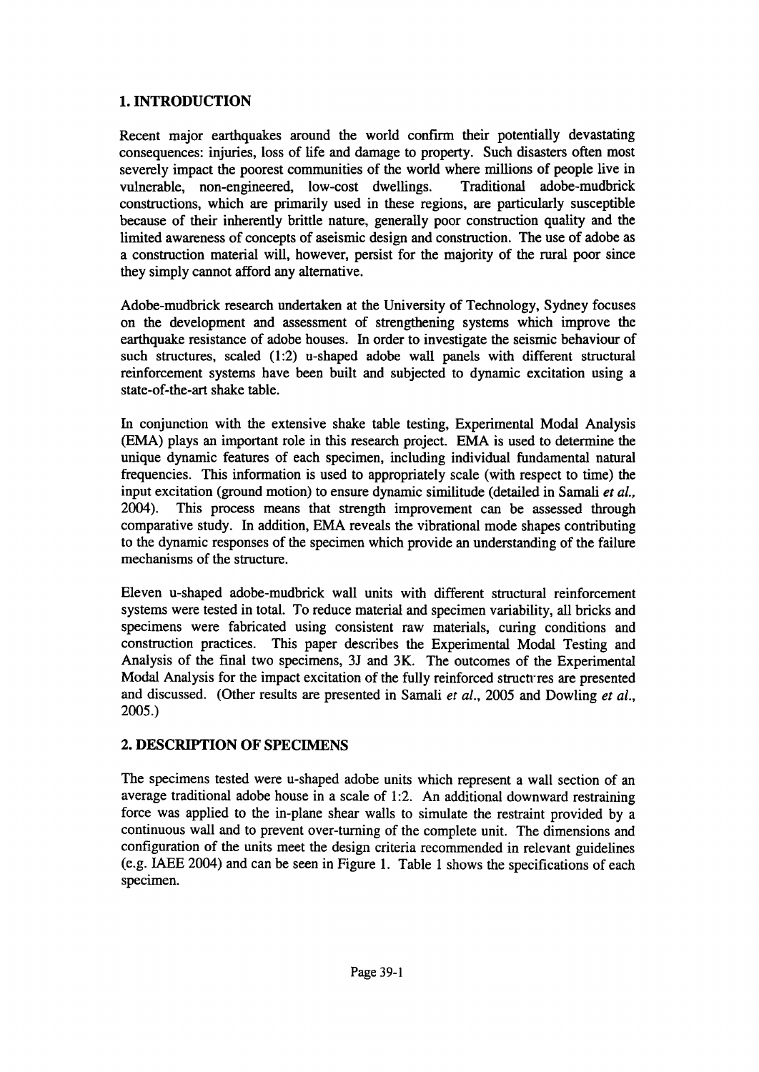## 1. INTRODUCTION

Recent major earthquakes around the world confirm their potentially devastating consequences: injuries, loss of life and damage to property. Such disasters often most severely impact the poorest communities of the world where millions of people live in vulnerable, non-engineered, low-cost dwellings. Traditional adobe-mudbrick constructions, which are primarily used in these regions, are particularly susceptible because of their inherently brittle nature, generally poor construction quality and the limited awareness of concepts of aseismic design and construction. The use of adobe as a construction material will, however, persist for the majority of the rural poor since they simply cannot afford any alternative.

Adobe-mudbrick research undertaken at the University of Technology, Sydney focuses on the development and assessment of strengthening systems which improve the earthquake resistance of adobe houses. In order to investigate the seismic behaviour of such structures, scaled (1:2) u-shaped adobe wall panels with different structural reinforcement systems have been built and subjected to dynamic excitation using a state-of-the-art shake table.

In conjunction with the extensive shake table testing, Experimental Modal Analysis (EMA) plays an important role in this research project. EMA is used to determine the unique dynamic features of each specimen, including individual fundamental natural frequencies. This information is used to appropriately scale (with respect to time) the input excitation (ground motion) to ensure dynamic similitude (detailed in Samali *et al.*, 2004). This process means that strength improvement can be assessed through comparative study. In addition, EMA reveals the vibrational mode shapes contributing to the dynamic responses of the specimen which provide an understanding of the failure mechanisms of the structure.

Eleven u-shaped adobe-mudbrick wall units with different structural reinforcement systems were tested in total. To reduce material and specimen variability, all bricks and specimens were fabricated using consistent raw materials, curing conditions and construction practices. This paper describes the Experimental Modal Testing and Analysis of the final two specimens, 3J and 3K. The outcomes of the Experimental Modal Analysis for the impact excitation of the fully reinforced structures are presented and discussed. (Other results are presented in Samali *et al.*, 2005 and Dowling *et al.*, 2005.)

## 2. DESCRIPTION OF SPECIMENS

The specimens tested were u-shaped adobe units which represent a wall section of an average traditional adobe house in a scale of 1:2. An additional downward restraining force was applied to the in-plane shear walls to simulate the restraint provided by a continuous wall and to prevent over-turning of the complete unit. The dimensions and configuration of the units meet the design criteria recommended in relevant guidelines (e.g. IAEE 2004) and can be seen in Figure 1. Table 1 shows the specifications of each specimen.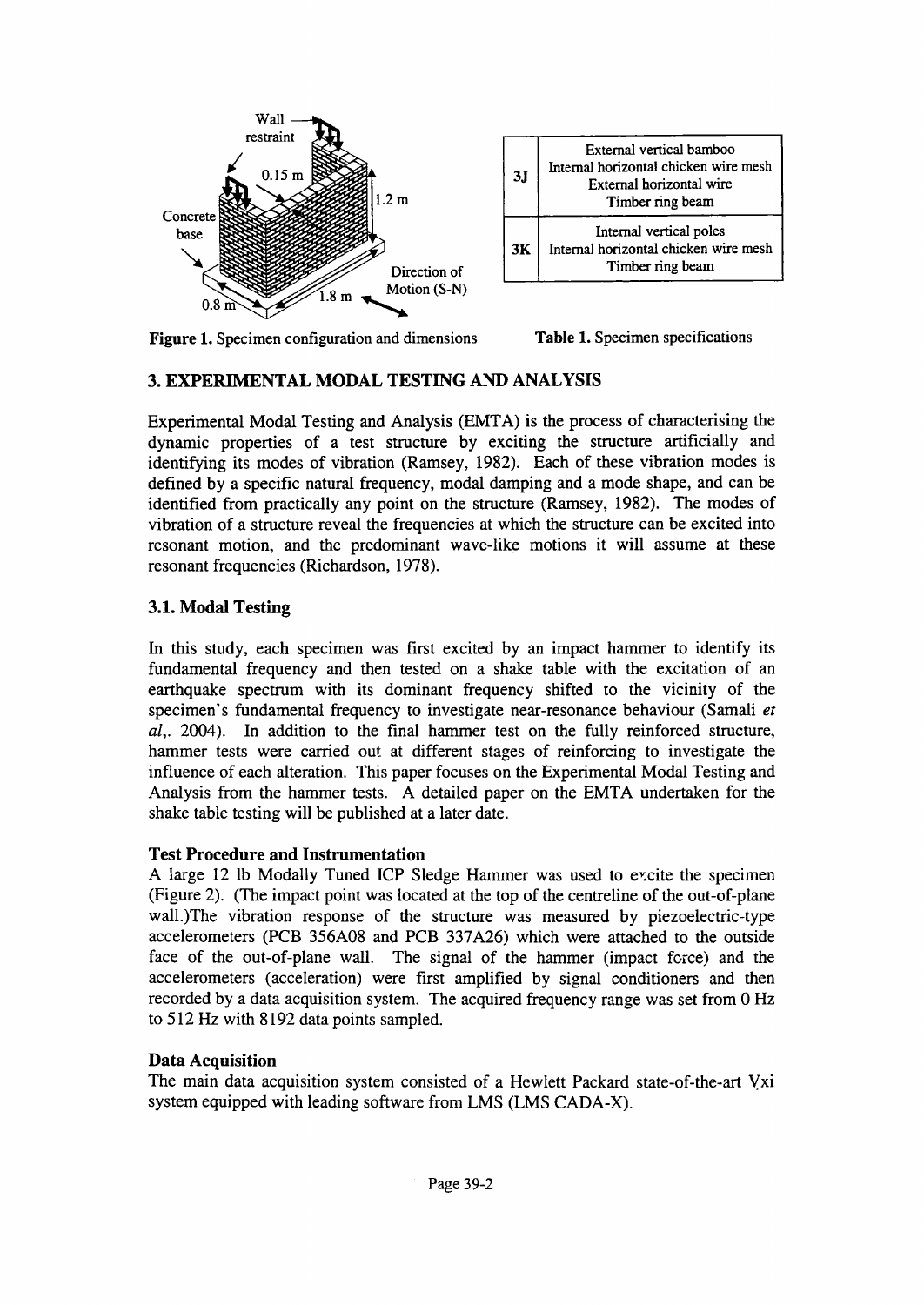Figure 1. Specimen configuration and dimensions

| | |
|---|---|
| 3J | External vertical bamboo<br>Internal horizontal chicken wire mesh<br>External horizontal wire<br>Timber ring beam |
| 3K | Internal vertical poles<br>Internal horizontal chicken wire mesh<br>Timber ring beam |

**Table 1.** Specimen specifications

## 3. EXPERIMENTAL MODAL TESTING AND ANALYSIS

Experimental Modal Testing and Analysis (EMTA) is the process of characterising the dynamic properties of a test structure by exciting the structure artificially and identifying its modes of vibration (Ramsey, 1982). Each of these vibration modes is defined by a specific natural frequency, modal damping and a mode shape, and can be identified from practically any point on the structure (Ramsey, 1982). The modes of vibration of a structure reveal the frequencies at which the structure can be excited into resonant motion, and the predominant wave-like motions it will assume at these resonant frequencies (Richardson, 1978).

### 3.1. Modal Testing

In this study, each specimen was first excited by an impact hammer to identify its fundamental frequency and then tested on a shake table with the excitation of an earthquake spectrum with its dominant frequency shifted to the vicinity of the specimen's fundamental frequency to investigate near-resonance behaviour (Samali *et al*,. 2004). In addition to the final hammer test on the fully reinforced structure, hammer tests were carried out at different stages of reinforcing to investigate the influence of each alteration. This paper focuses on the Experimental Modal Testing and Analysis from the hammer tests. A detailed paper on the EMTA undertaken for the shake table testing will be published at a later date.

**Test Procedure and Instrumentation**

A large 12 lb Modally Tuned ICP Sledge Hammer was used to excite the specimen (Figure 2). (The impact point was located at the top of the centreline of the out-of-plane wall.)The vibration response of the structure was measured by piezoelectric-type accelerometers (PCB 356A08 and PCB 337A26) which were attached to the outside face of the out-of-plane wall. The signal of the hammer (impact force) and the accelerometers (acceleration) were first amplified by signal conditioners and then recorded by a data acquisition system. The acquired frequency range was set from 0 Hz to 512 Hz with 8192 data points sampled.

**Data Acquisition**

The main data acquisition system consisted of a Hewlett Packard state-of-the-art Vxi system equipped with leading software from LMS (LMS CADA-X).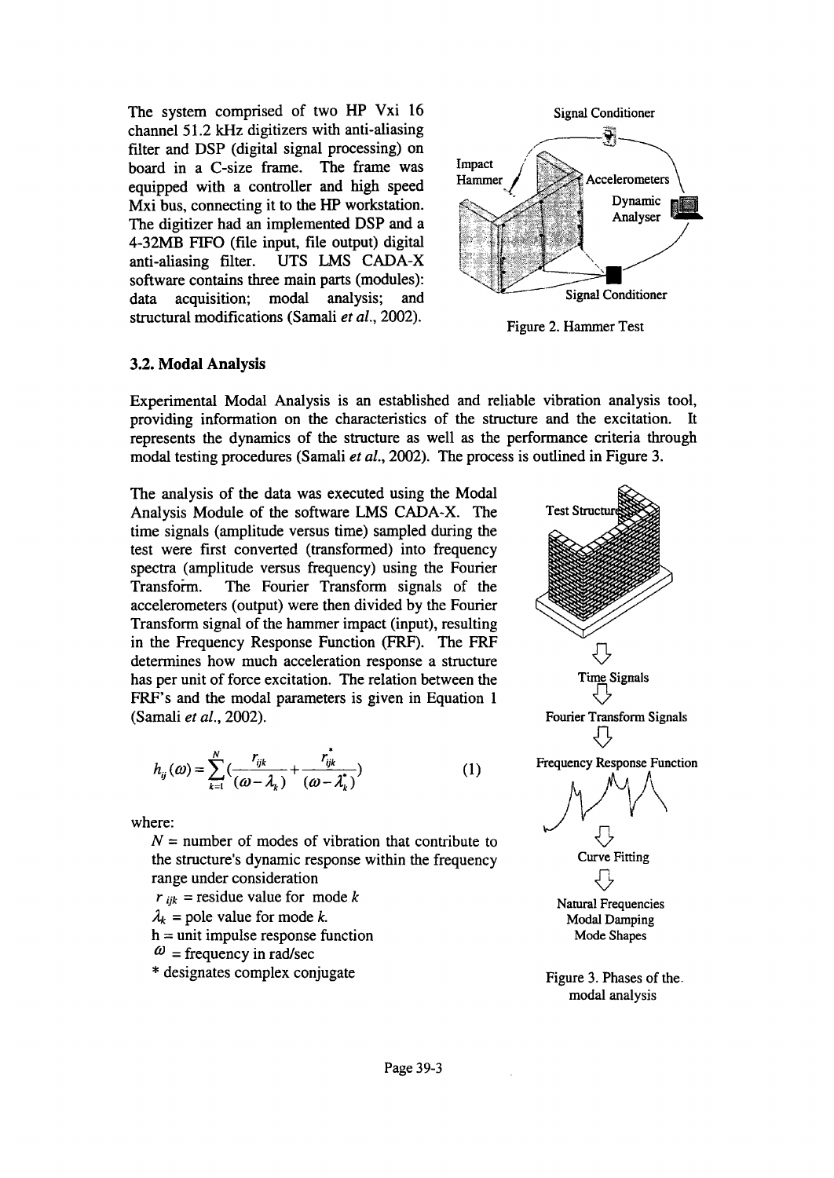The system comprised of two HP Vxi 16 channel 51.2 kHz digitizers with anti-aliasing filter and DSP (digital signal processing) on board in a C-size frame. The frame was equipped with a controller and high speed Mxi bus, connecting it to the HP workstation. The digitizer had an implemented DSP and a 4-32MB FIFO (file input, file output) digital anti-aliasing filter. UTS LMS CADA-X software contains three main parts (modules): data acquisition; modal analysis; and structural modifications (Samali *et al.*, 2002).

Figure 2. Hammer Test

### 3.2. Modal Analysis

Experimental Modal Analysis is an established and reliable vibration analysis tool, providing information on the characteristics of the structure and the excitation. It represents the dynamics of the structure as well as the performance criteria through modal testing procedures (Samali *et al.*, 2002). The process is outlined in Figure 3.

The analysis of the data was executed using the Modal Analysis Module of the software LMS CADA-X. The time signals (amplitude versus time) sampled during the test were first converted (transformed) into frequency spectra (amplitude versus frequency) using the Fourier Transform. The Fourier Transform signals of the accelerometers (output) were then divided by the Fourier Transform signal of the hammer impact (input), resulting in the Frequency Response Function (FRF). The FRF determines how much acceleration response a structure has per unit of force excitation. The relation between the FRF's and the modal parameters is given in Equation 1 (Samali *et al.*, 2002).

$$h_{ij}(\omega) = \sum_{k=1}^{N} \left( \frac{r_{ijk}}{(\omega - \lambda_k)} + \frac{r_{ijk}^*}{(\omega - \lambda_k^*)} \right) \tag{1}$$

where:

- $N$ = number of modes of vibration that contribute to the structure's dynamic response within the frequency range under consideration
- $r_{ijk}$ = residue value for mode $k$
- $\lambda_k$ = pole value for mode $k$.
- h = unit impulse response function
- $\omega$ = frequency in rad/sec
- \* designates complex conjugate

Figure 3. Phases of the modal analysis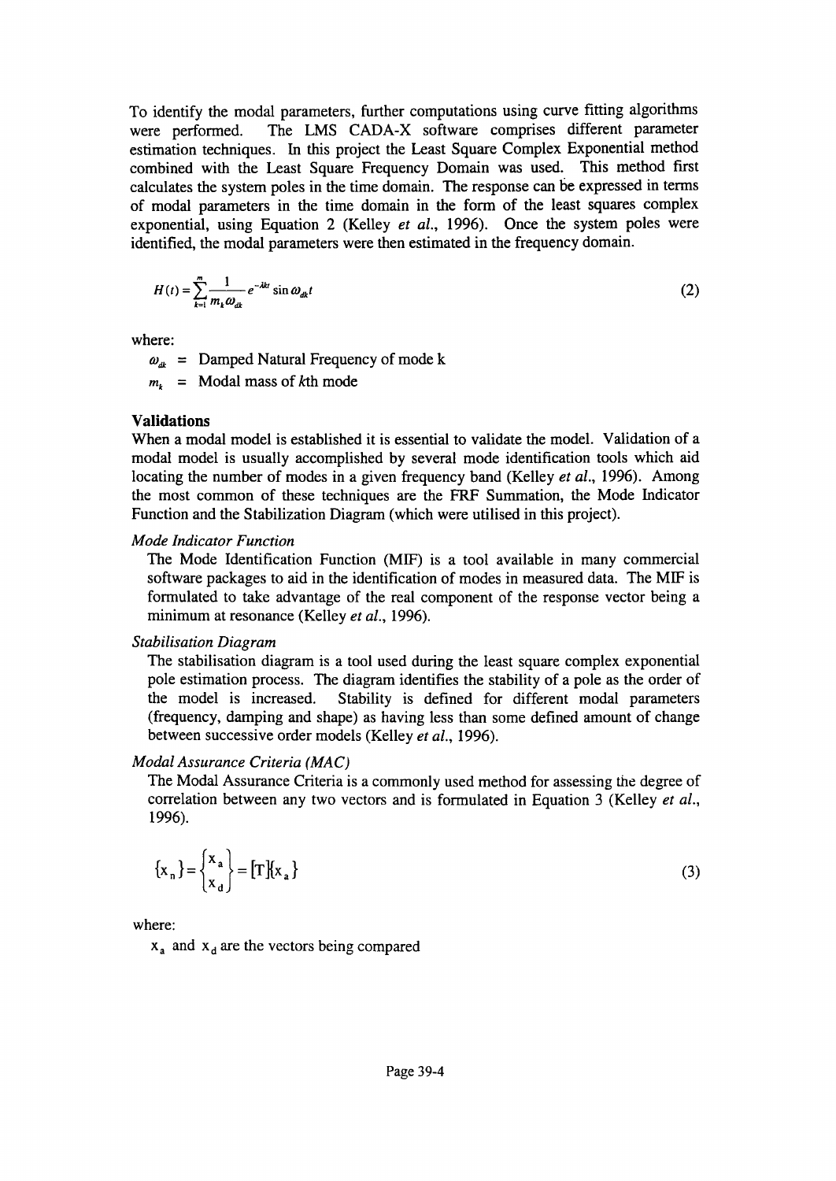To identify the modal parameters, further computations using curve fitting algorithms were performed. The LMS CADA-X software comprises different parameter estimation techniques. In this project the Least Square Complex Exponential method combined with the Least Square Frequency Domain was used. This method first calculates the system poles in the time domain. The response can be expressed in terms of modal parameters in the time domain in the form of the least squares complex exponential, using Equation 2 (Kelley *et al.*, 1996). Once the system poles were identified, the modal parameters were then estimated in the frequency domain.

$$H(t) = \sum_{k=1}^{m} \frac{1}{m_k \omega_{dk}} e^{-\lambda kt} \sin \omega_{dk} t \tag{2}$$

where:

$\omega_{dk}$ = Damped Natural Frequency of mode k

$m_k$ = Modal mass of *k*th mode

### Validations

When a modal model is established it is essential to validate the model. Validation of a modal model is usually accomplished by several mode identification tools which aid locating the number of modes in a given frequency band (Kelley *et al.*, 1996). Among the most common of these techniques are the FRF Summation, the Mode Indicator Function and the Stabilization Diagram (which were utilised in this project).

*Mode Indicator Function*

The Mode Identification Function (MIF) is a tool available in many commercial software packages to aid in the identification of modes in measured data. The MIF is formulated to take advantage of the real component of the response vector being a minimum at resonance (Kelley *et al.*, 1996).

*Stabilisation Diagram*

The stabilisation diagram is a tool used during the least square complex exponential pole estimation process. The diagram identifies the stability of a pole as the order of the model is increased. Stability is defined for different modal parameters (frequency, damping and shape) as having less than some defined amount of change between successive order models (Kelley *et al.*, 1996).

*Modal Assurance Criteria (MAC)*

The Modal Assurance Criteria is a commonly used method for assessing the degree of correlation between any two vectors and is formulated in Equation 3 (Kelley *et al.*, 1996).

$$\{x_n\} = \begin{Bmatrix} x_a \\ x_d \end{Bmatrix} = [T]\{x_a\} \tag{3}$$

where:

$x_a$ and $x_d$ are the vectors being compared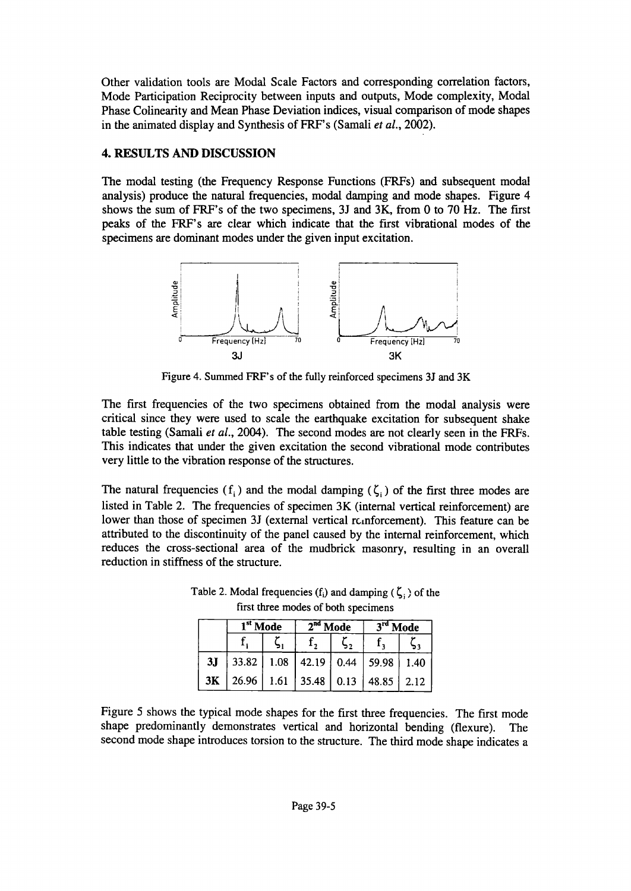Other validation tools are Modal Scale Factors and corresponding correlation factors, Mode Participation Reciprocity between inputs and outputs, Mode complexity, Modal Phase Colinearity and Mean Phase Deviation indices, visual comparison of mode shapes in the animated display and Synthesis of FRF's (Samali *et al.*, 2002).

## 4. RESULTS AND DISCUSSION

The modal testing (the Frequency Response Functions (FRFs) and subsequent modal analysis) produce the natural frequencies, modal damping and mode shapes. Figure 4 shows the sum of FRF's of the two specimens, 3J and 3K, from 0 to 70 Hz. The first peaks of the FRF's are clear which indicate that the first vibrational modes of the specimens are dominant modes under the given input excitation.

Figure 4. Summed FRF's of the fully reinforced specimens 3J and 3K

The first frequencies of the two specimens obtained from the modal analysis were critical since they were used to scale the earthquake excitation for subsequent shake table testing (Samali *et al.*, 2004). The second modes are not clearly seen in the FRFs. This indicates that under the given excitation the second vibrational mode contributes very little to the vibration response of the structures.

The natural frequencies ($f_i$) and the modal damping ($\zeta_i$) of the first three modes are listed in Table 2. The frequencies of specimen 3K (internal vertical reinforcement) are lower than those of specimen 3J (external vertical reinforcement). This feature can be attributed to the discontinuity of the panel caused by the internal reinforcement, which reduces the cross-sectional area of the mudbrick masonry, resulting in an overall reduction in stiffness of the structure.

Table 2. Modal frequencies ($f_i$) and damping ($\zeta_i$) of the first three modes of both specimens

| | 1st Mode | | 2nd Mode | | 3rd Mode | |
|---|---|---|---|---|---|---|
| | $f_1$ | $\zeta_1$ | $f_2$ | $\zeta_2$ | $f_3$ | $\zeta_3$ |
| **3J** | 33.82 | 1.08 | 42.19 | 0.44 | 59.98 | 1.40 |
| **3K** | 26.96 | 1.61 | 35.48 | 0.13 | 48.85 | 2.12 |

Figure 5 shows the typical mode shapes for the first three frequencies. The first mode shape predominantly demonstrates vertical and horizontal bending (flexure). The second mode shape introduces torsion to the structure. The third mode shape indicates a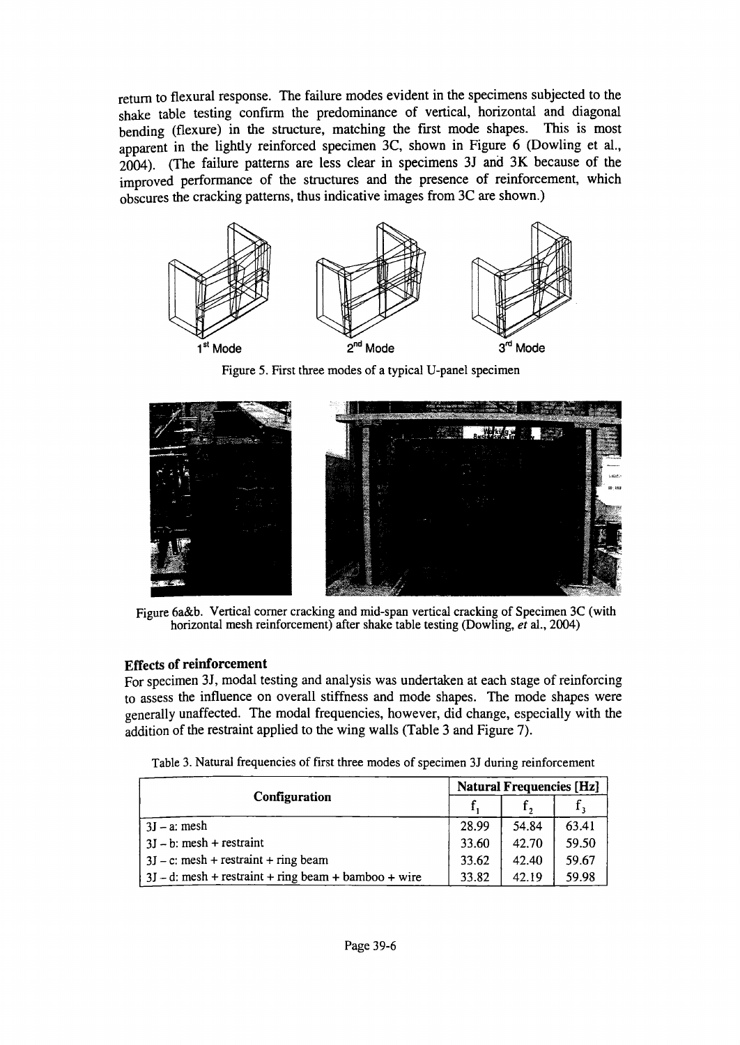return to flexural response. The failure modes evident in the specimens subjected to the shake table testing confirm the predominance of vertical, horizontal and diagonal bending (flexure) in the structure, matching the first mode shapes. This is most apparent in the lightly reinforced specimen 3C, shown in Figure 6 (Dowling et al., 2004). (The failure patterns are less clear in specimens 3J and 3K because of the improved performance of the structures and the presence of reinforcement, which obscures the cracking patterns, thus indicative images from 3C are shown.)

1[st] Mode 2[nd] Mode 3[rd] Mode

Figure 5. First three modes of a typical U-panel specimen

Figure 6a&b. Vertical corner cracking and mid-span vertical cracking of Specimen 3C (with horizontal mesh reinforcement) after shake table testing (Dowling, *et* al., 2004)

### Effects of reinforcement

For specimen 3J, modal testing and analysis was undertaken at each stage of reinforcing to assess the influence on overall stiffness and mode shapes. The mode shapes were generally unaffected. The modal frequencies, however, did change, especially with the addition of the restraint applied to the wing walls (Table 3 and Figure 7).

Table 3. Natural frequencies of first three modes of specimen 3J during reinforcement

| Configuration | Natural Frequencies [Hz] | | |
|---|---|---|---|
| | $f_1$ | $f_2$ | $f_3$ |
| 3J – a: mesh | 28.99 | 54.84 | 63.41 |
| 3J – b: mesh + restraint | 33.60 | 42.70 | 59.50 |
| 3J – c: mesh + restraint + ring beam | 33.62 | 42.40 | 59.67 |
| 3J – d: mesh + restraint + ring beam + bamboo + wire | 33.82 | 42.19 | 59.98 |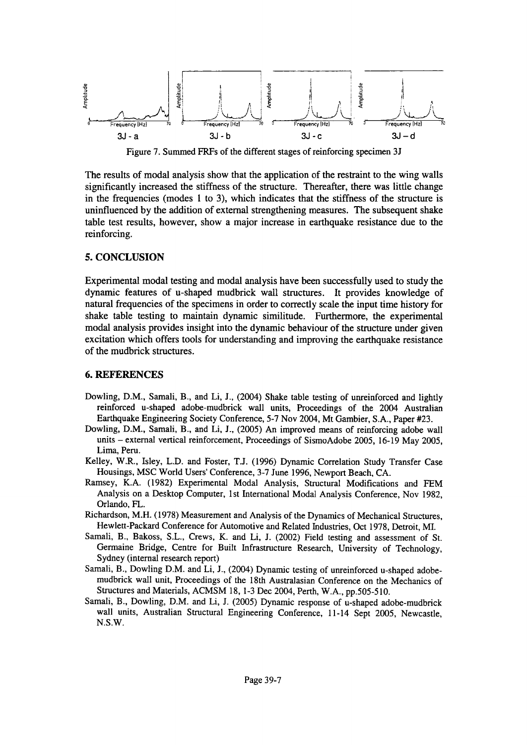Amplitude

Frequency [Hz]

0 70

3J - a

Amplitude

Frequency [Hz]

0 70

3J - b

Amplitude

Frequency [Hz]

0 70

3J - c

Amplitude

Frequency [Hz]

0 70

3J – d

Figure 7. Summed FRFs of the different stages of reinforcing specimen 3J

The results of modal analysis show that the application of the restraint to the wing walls significantly increased the stiffness of the structure. Thereafter, there was little change in the frequencies (modes 1 to 3), which indicates that the stiffness of the structure is uninfluenced by the addition of external strengthening measures. The subsequent shake table test results, however, show a major increase in earthquake resistance due to the reinforcing.

## 5. CONCLUSION

Experimental modal testing and modal analysis have been successfully used to study the dynamic features of u-shaped mudbrick wall structures. It provides knowledge of natural frequencies of the specimens in order to correctly scale the input time history for shake table testing to maintain dynamic similitude. Furthermore, the experimental modal analysis provides insight into the dynamic behaviour of the structure under given excitation which offers tools for understanding and improving the earthquake resistance of the mudbrick structures.

## 6. REFERENCES

Dowling, D.M., Samali, B., and Li, J., (2004) Shake table testing of unreinforced and lightly reinforced u-shaped adobe-mudbrick wall units, Proceedings of the 2004 Australian Earthquake Engineering Society Conference, 5-7 Nov 2004, Mt Gambier, S.A., Paper #23.

Dowling, D.M., Samali, B., and Li, J., (2005) An improved means of reinforcing adobe wall units – external vertical reinforcement, Proceedings of SismoAdobe 2005, 16-19 May 2005, Lima, Peru.

Kelley, W.R., Isley, L.D. and Foster, T.J. (1996) Dynamic Correlation Study Transfer Case Housings, MSC World Users' Conference, 3-7 June 1996, Newport Beach, CA.

Ramsey, K.A. (1982) Experimental Modal Analysis, Structural Modifications and FEM Analysis on a Desktop Computer, 1st International Modal Analysis Conference, Nov 1982, Orlando, FL.

Richardson, M.H. (1978) Measurement and Analysis of the Dynamics of Mechanical Structures, Hewlett-Packard Conference for Automotive and Related Industries, Oct 1978, Detroit, MI.

Samali, B., Bakoss, S.L., Crews, K. and Li, J. (2002) Field testing and assessment of St. Germaine Bridge, Centre for Built Infrastructure Research, University of Technology, Sydney (internal research report)

Samali, B., Dowling D.M. and Li, J., (2004) Dynamic testing of unreinforced u-shaped adobe-mudbrick wall unit, Proceedings of the 18th Australasian Conference on the Mechanics of Structures and Materials, ACMSM 18, 1-3 Dec 2004, Perth, W.A., pp.505-510.

Samali, B., Dowling, D.M. and Li, J. (2005) Dynamic response of u-shaped adobe-mudbrick wall units, Australian Structural Engineering Conference, 11-14 Sept 2005, Newcastle, N.S.W.